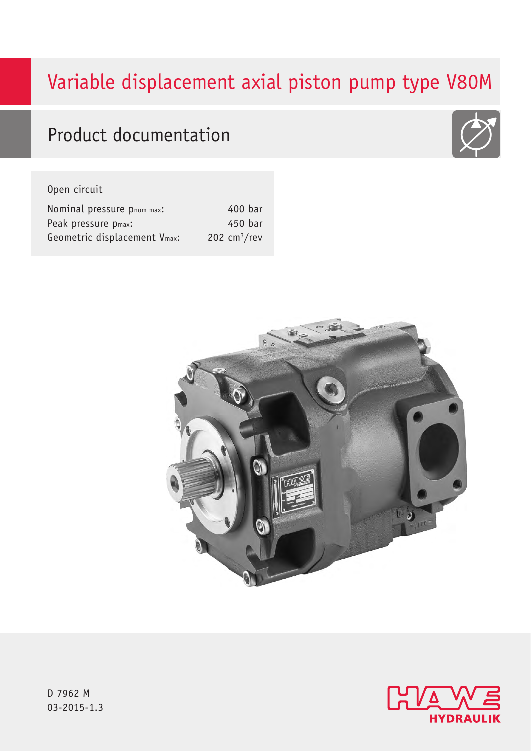# Variable displacement axial piston pump type V80M

## Product documentation

Open circuit

| | |
|---|---|
| Nominal pressure $p_{nom\ max}$: | 400 bar |
| Peak pressure $p_{max}$: | 450 bar |
| Geometric displacement $V_{max}$: | 202 $cm^3$/rev |

D 7962 M
03-2015-1.3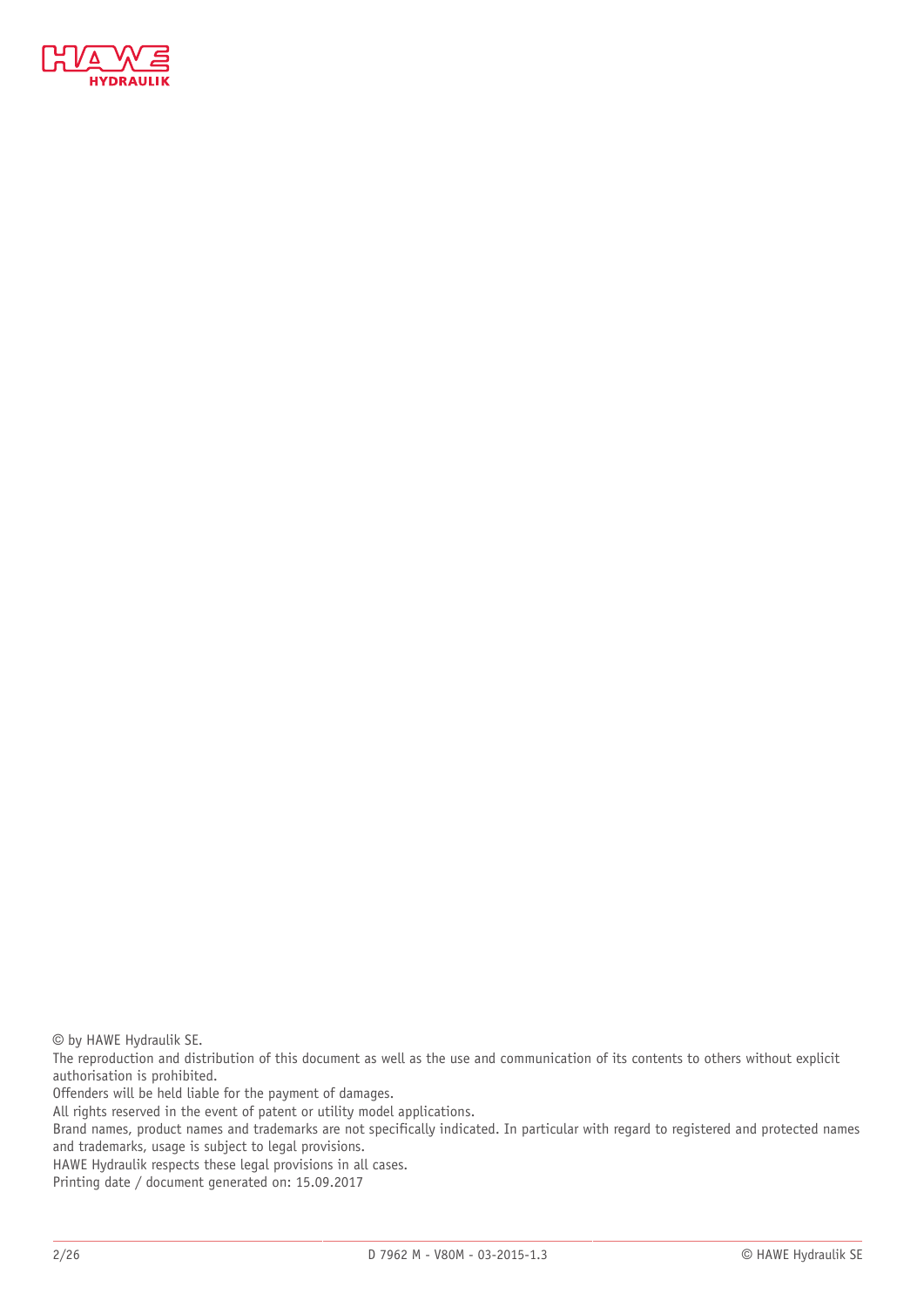© by HAWE Hydraulik SE.
The reproduction and distribution of this document as well as the use and communication of its contents to others without explicit authorisation is prohibited.
Offenders will be held liable for the payment of damages.
All rights reserved in the event of patent or utility model applications.
Brand names, product names and trademarks are not specifically indicated. In particular with regard to registered and protected names and trademarks, usage is subject to legal provisions.
HAWE Hydraulik respects these legal provisions in all cases.
Printing date / document generated on: 15.09.2017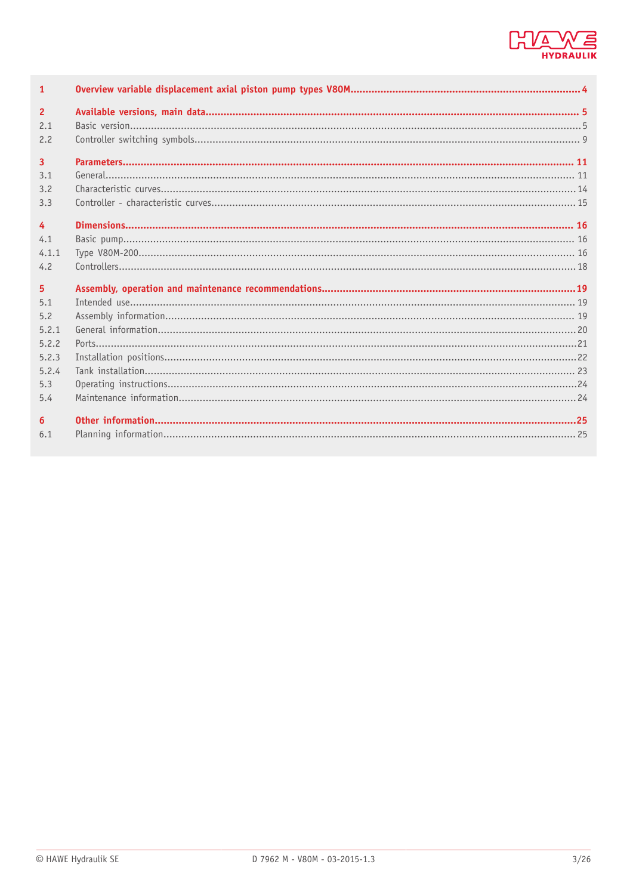| | | |
|---|---|---|
| **1** | **Overview variable displacement axial piston pump types V80M** | **4** |
| **2** | **Available versions, main data** | **5** |
| 2.1 | Basic version | 5 |
| 2.2 | Controller switching symbols | 9 |
| **3** | **Parameters** | **11** |
| 3.1 | General | 11 |
| 3.2 | Characteristic curves | 14 |
| 3.3 | Controller - characteristic curves | 15 |
| **4** | **Dimensions** | **16** |
| 4.1 | Basic pump | 16 |
| 4.1.1 | Type V80M-200 | 16 |
| 4.2 | Controllers | 18 |
| **5** | **Assembly, operation and maintenance recommendations** | **19** |
| 5.1 | Intended use | 19 |
| 5.2 | Assembly information | 19 |
| 5.2.1 | General information | 20 |
| 5.2.2 | Ports | 21 |
| 5.2.3 | Installation positions | 22 |
| 5.2.4 | Tank installation | 23 |
| 5.3 | Operating instructions | 24 |
| 5.4 | Maintenance information | 24 |
| **6** | **Other information** | **25** |
| 6.1 | Planning information | 25 |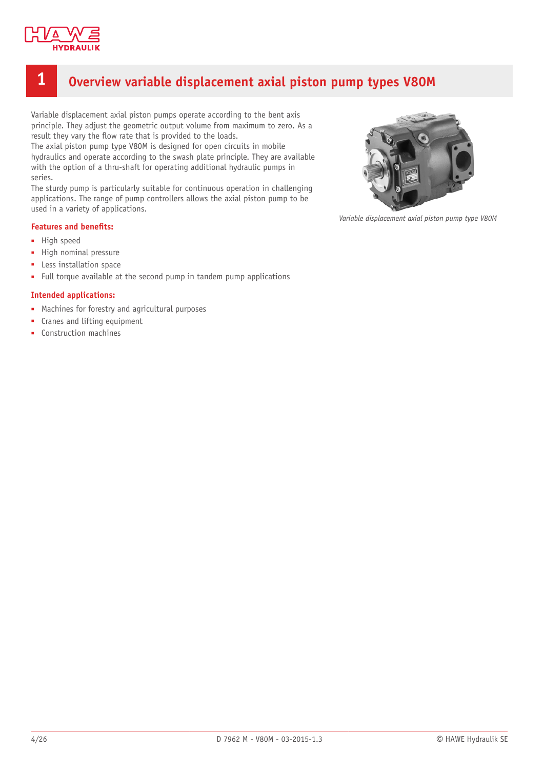# 1 Overview variable displacement axial piston pump types V80M

Variable displacement axial piston pumps operate according to the bent axis principle. They adjust the geometric output volume from maximum to zero. As a result they vary the flow rate that is provided to the loads.
The axial piston pump type V80M is designed for open circuits in mobile hydraulics and operate according to the swash plate principle. They are available with the option of a thru-shaft for operating additional hydraulic pumps in series.
The sturdy pump is particularly suitable for continuous operation in challenging applications. The range of pump controllers allows the axial piston pump to be used in a variety of applications.

*Variable displacement axial piston pump type V80M*

**Features and benefits:**

- High speed
- High nominal pressure
- Less installation space
- Full torque available at the second pump in tandem pump applications

**Intended applications:**

- Machines for forestry and agricultural purposes
- Cranes and lifting equipment
- Construction machines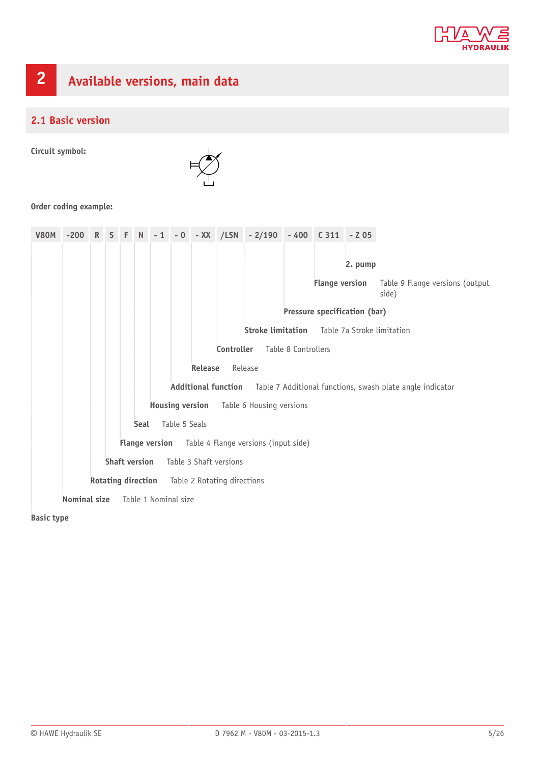# 2 Available versions, main data

## 2.1 Basic version

**Circuit symbol:**

**Order coding example:**

| V80M | -200 | R | S | F | N | - 1 | - 0 | - XX | /LSN | - 2/190 | - 400 | C 311 | - Z 05 |
|---|---|---|---|---|---|---|---|---|---|---|---|---|---|

- **2. pump**
- **Flange version** — Table 9 Flange versions (output side)
- **Pressure specification (bar)**
- **Stroke limitation** — Table 7a Stroke limitation
- **Controller** — Table 8 Controllers
- **Release** — Release
- **Additional function** — Table 7 Additional functions, swash plate angle indicator
- **Housing version** — Table 6 Housing versions
- **Seal** — Table 5 Seals
- **Flange version** — Table 4 Flange versions (input side)
- **Shaft version** — Table 3 Shaft versions
- **Rotating direction** — Table 2 Rotating directions
- **Nominal size** — Table 1 Nominal size
- **Basic type**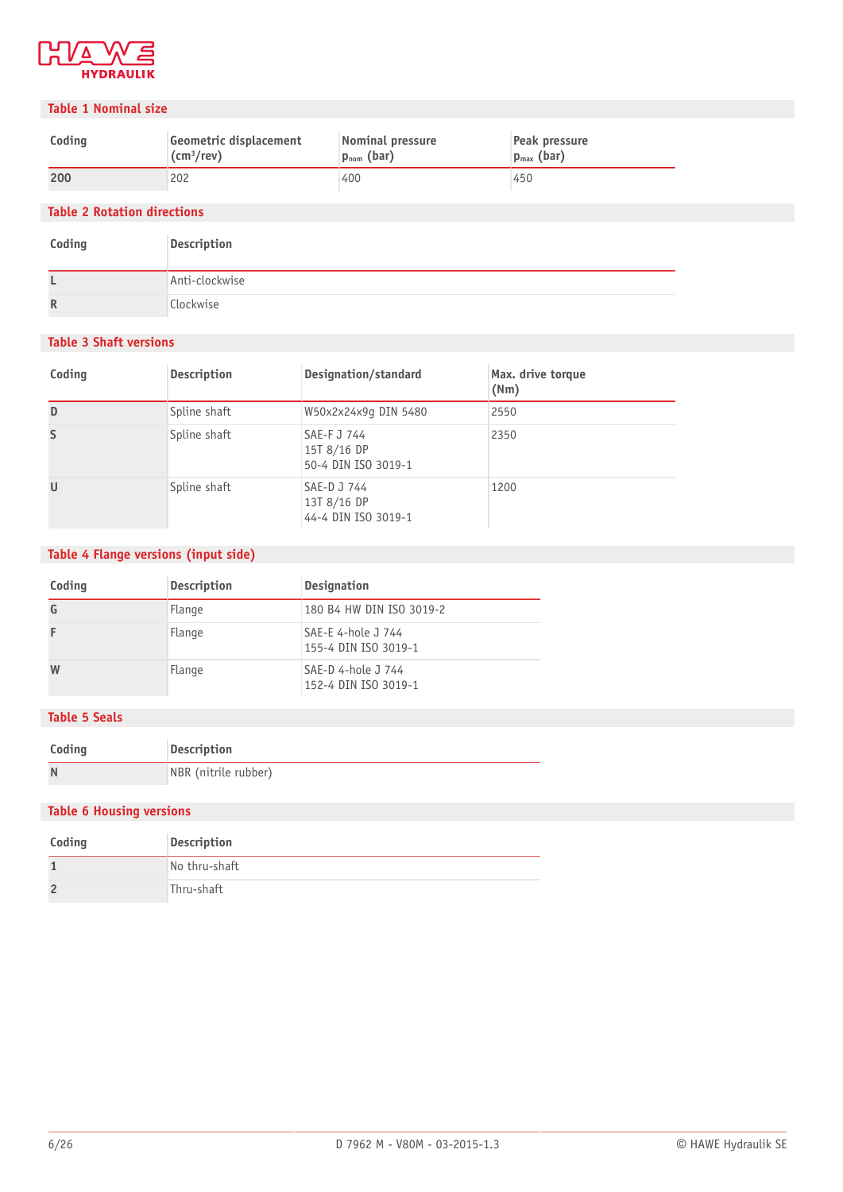## Table 1 Nominal size

| Coding | Geometric displacement (cm³/rev) | Nominal pressure $p_{nom}$ (bar) | Peak pressure $p_{max}$ (bar) |
|---|---|---|---|
| **200** | 202 | 400 | 450 |

## Table 2 Rotation directions

| Coding | Description |
|---|---|
| **L** | Anti-clockwise |
| **R** | Clockwise |

## Table 3 Shaft versions

| Coding | Description | Designation/standard | Max. drive torque (Nm) |
|---|---|---|---|
| **D** | Spline shaft | W50x2x24x9g DIN 5480 | 2550 |
| **S** | Spline shaft | SAE-F J 744<br>15T 8/16 DP<br>50-4 DIN ISO 3019-1 | 2350 |
| **U** | Spline shaft | SAE-D J 744<br>13T 8/16 DP<br>44-4 DIN ISO 3019-1 | 1200 |

## Table 4 Flange versions (input side)

| Coding | Description | Designation |
|---|---|---|
| **G** | Flange | 180 B4 HW DIN ISO 3019-2 |
| **F** | Flange | SAE-E 4-hole J 744<br>155-4 DIN ISO 3019-1 |
| **W** | Flange | SAE-D 4-hole J 744<br>152-4 DIN ISO 3019-1 |

## Table 5 Seals

| Coding | Description |
|---|---|
| **N** | NBR (nitrile rubber) |

## Table 6 Housing versions

| Coding | Description |
|---|---|
| **1** | No thru-shaft |
| **2** | Thru-shaft |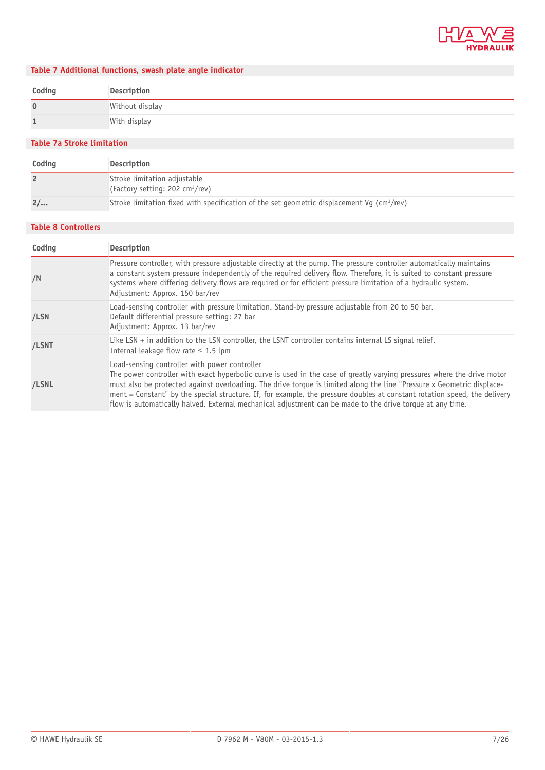## Table 7 Additional functions, swash plate angle indicator

| Coding | Description |
|---|---|
| 0 | Without display |
| 1 | With display |

## Table 7a Stroke limitation

| Coding | Description |
|---|---|
| 2 | Stroke limitation adjustable<br>(Factory setting: 202 $cm^3$/rev) |
| 2/... | Stroke limitation fixed with specification of the set geometric displacement Vg ($cm^3$/rev) |

## Table 8 Controllers

| Coding | Description |
|---|---|
| /N | Pressure controller, with pressure adjustable directly at the pump. The pressure controller automatically maintains a constant system pressure independently of the required delivery flow. Therefore, it is suited to constant pressure systems where differing delivery flows are required or for efficient pressure limitation of a hydraulic system.<br>Adjustment: Approx. 150 bar/rev |
| /LSN | Load-sensing controller with pressure limitation. Stand-by pressure adjustable from 20 to 50 bar.<br>Default differential pressure setting: 27 bar<br>Adjustment: Approx. 13 bar/rev |
| /LSNT | Like LSN + in addition to the LSN controller, the LSNT controller contains internal LS signal relief.<br>Internal leakage flow rate ≤ 1.5 lpm |
| /LSNL | Load-sensing controller with power controller<br>The power controller with exact hyperbolic curve is used in the case of greatly varying pressures where the drive motor must also be protected against overloading. The drive torque is limited along the line "Pressure x Geometric displacement = Constant" by the special structure. If, for example, the pressure doubles at constant rotation speed, the delivery flow is automatically halved. External mechanical adjustment can be made to the drive torque at any time. |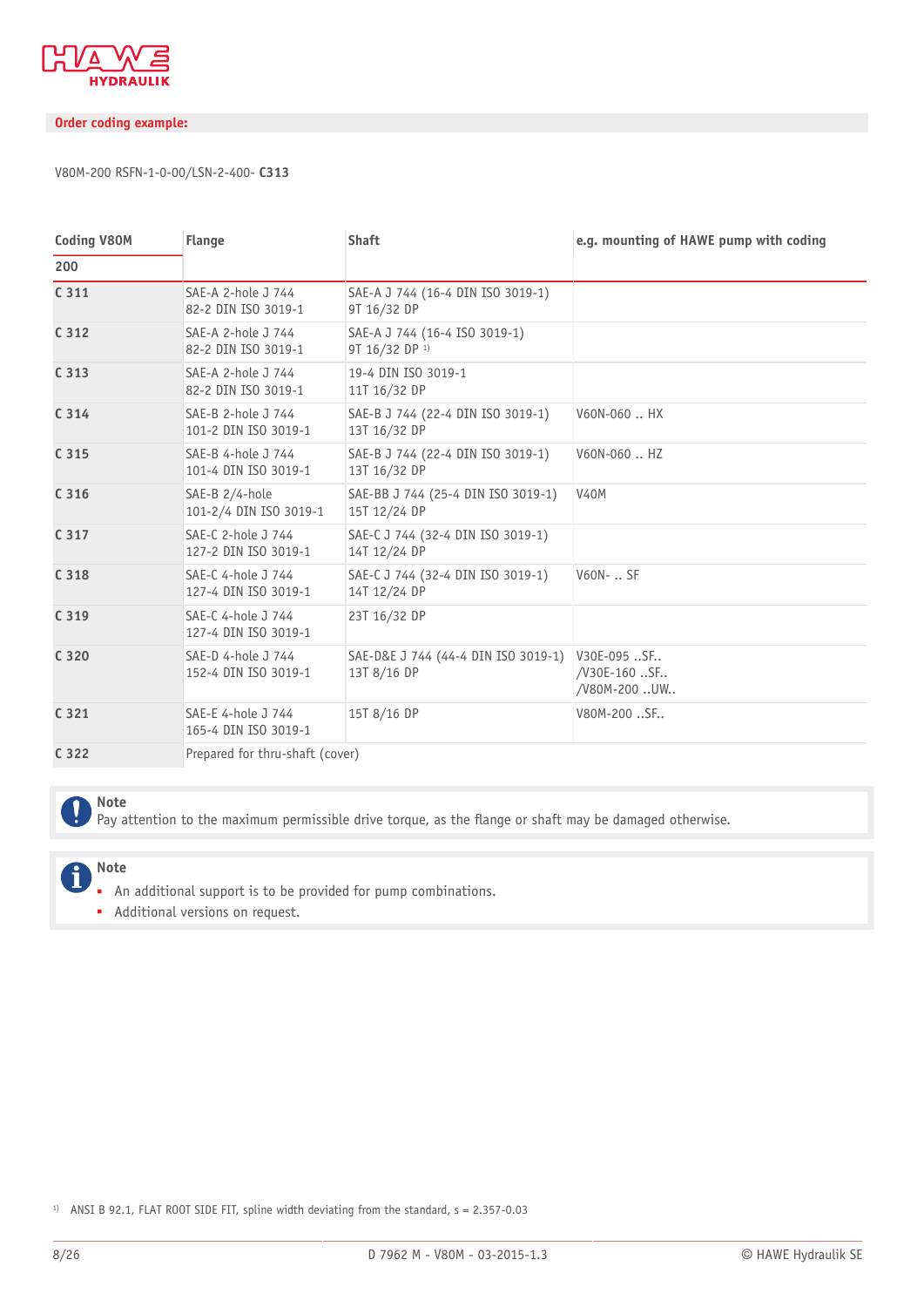## Order coding example:

V80M-200 RSFN-1-0-00/LSN-2-400- **C313**

| Coding V80M | Flange | Shaft | e.g. mounting of HAWE pump with coding |
|---|---|---|---|
| 200 | | | |
| **C 311** | SAE-A 2-hole J 744<br>82-2 DIN ISO 3019-1 | SAE-A J 744 (16-4 DIN ISO 3019-1)<br>9T 16/32 DP | |
| **C 312** | SAE-A 2-hole J 744<br>82-2 DIN ISO 3019-1 | SAE-A J 744 (16-4 ISO 3019-1)<br>9T 16/32 DP [1] | |
| **C 313** | SAE-A 2-hole J 744<br>82-2 DIN ISO 3019-1 | 19-4 DIN ISO 3019-1<br>11T 16/32 DP | |
| **C 314** | SAE-B 2-hole J 744<br>101-2 DIN ISO 3019-1 | SAE-B J 744 (22-4 DIN ISO 3019-1)<br>13T 16/32 DP | V60N-060 .. HX |
| **C 315** | SAE-B 4-hole J 744<br>101-4 DIN ISO 3019-1 | SAE-B J 744 (22-4 DIN ISO 3019-1)<br>13T 16/32 DP | V60N-060 .. HZ |
| **C 316** | SAE-B 2/4-hole<br>101-2/4 DIN ISO 3019-1 | SAE-BB J 744 (25-4 DIN ISO 3019-1)<br>15T 12/24 DP | V40M |
| **C 317** | SAE-C 2-hole J 744<br>127-2 DIN ISO 3019-1 | SAE-C J 744 (32-4 DIN ISO 3019-1)<br>14T 12/24 DP | |
| **C 318** | SAE-C 4-hole J 744<br>127-4 DIN ISO 3019-1 | SAE-C J 744 (32-4 DIN ISO 3019-1)<br>14T 12/24 DP | V60N- .. SF |
| **C 319** | SAE-C 4-hole J 744<br>127-4 DIN ISO 3019-1 | 23T 16/32 DP | |
| **C 320** | SAE-D 4-hole J 744<br>152-4 DIN ISO 3019-1 | SAE-D&E J 744 (44-4 DIN ISO 3019-1)<br>13T 8/16 DP | V30E-095 ..SF..<br>/V30E-160 ..SF..<br>/V80M-200 ..UW.. |
| **C 321** | SAE-E 4-hole J 744<br>165-4 DIN ISO 3019-1 | 15T 8/16 DP | V80M-200 ..SF.. |
| **C 322** | Prepared for thru-shaft (cover) | | |

**Note**
Pay attention to the maximum permissible drive torque, as the flange or shaft may be damaged otherwise.

**Note**
- An additional support is to be provided for pump combinations.
- Additional versions on request.

[1] ANSI B 92.1, FLAT ROOT SIDE FIT, spline width deviating from the standard, s = 2.357-0.03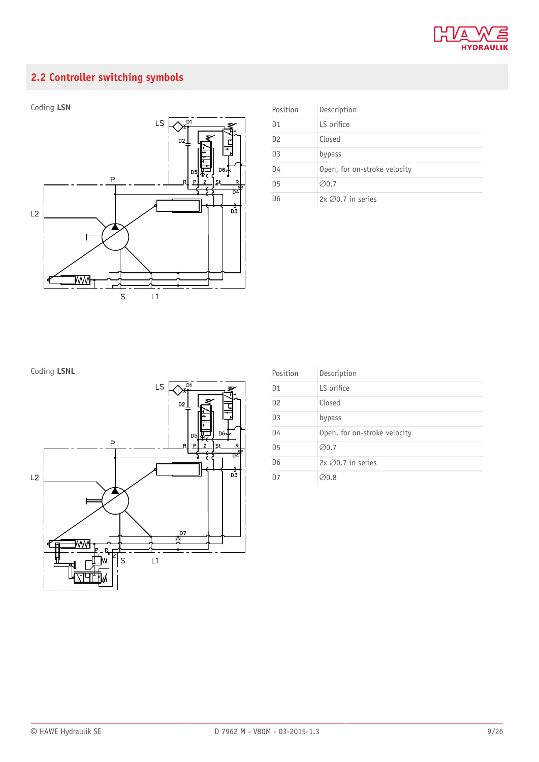## 2.2 Controller switching symbols

Coding **LSN**

| Position | Description |
|---|---|
| D1 | LS orifice |
| D2 | Closed |
| D3 | bypass |
| D4 | Open, for on-stroke velocity |
| D5 | ∅0.7 |
| D6 | 2x ∅0.7 in series |

Coding **LSNL**

| Position | Description |
|---|---|
| D1 | LS orifice |
| D2 | Closed |
| D3 | bypass |
| D4 | Open, for on-stroke velocity |
| D5 | ∅0.7 |
| D6 | 2x ∅0.7 in series |
| D7 | ∅0.8 |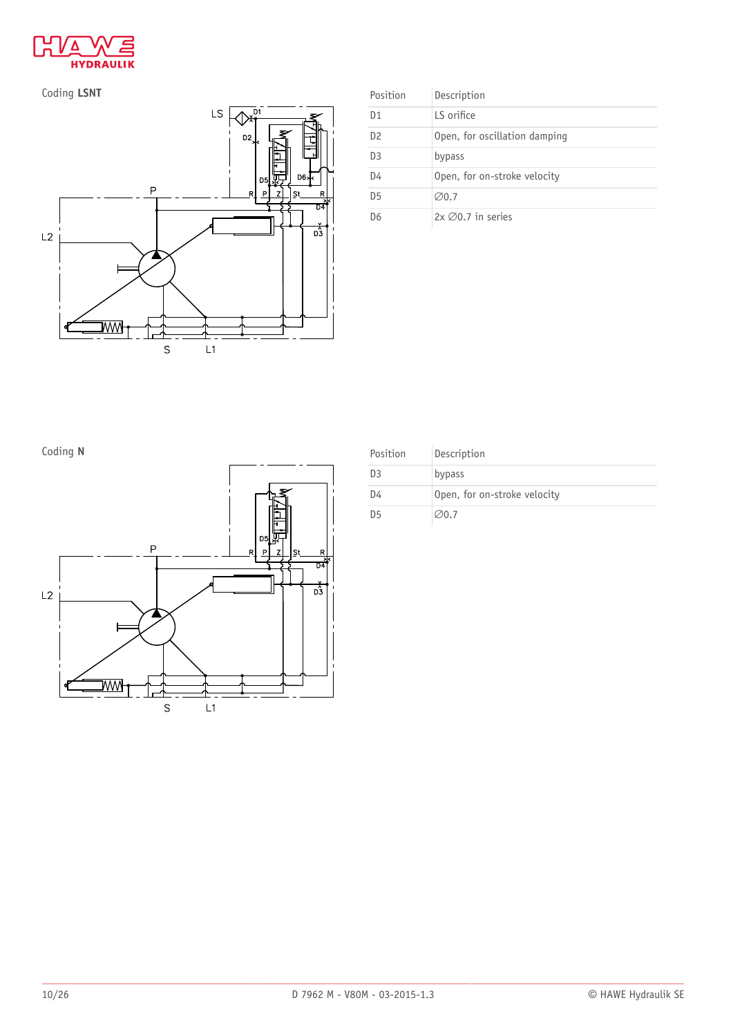Coding **LSNT**

| Position | Description |
|---|---|
| D1 | LS orifice |
| D2 | Open, for oscillation damping |
| D3 | bypass |
| D4 | Open, for on-stroke velocity |
| D5 | ∅0.7 |
| D6 | 2x ∅0.7 in series |

Coding **N**

| Position | Description |
|---|---|
| D3 | bypass |
| D4 | Open, for on-stroke velocity |
| D5 | ∅0.7 |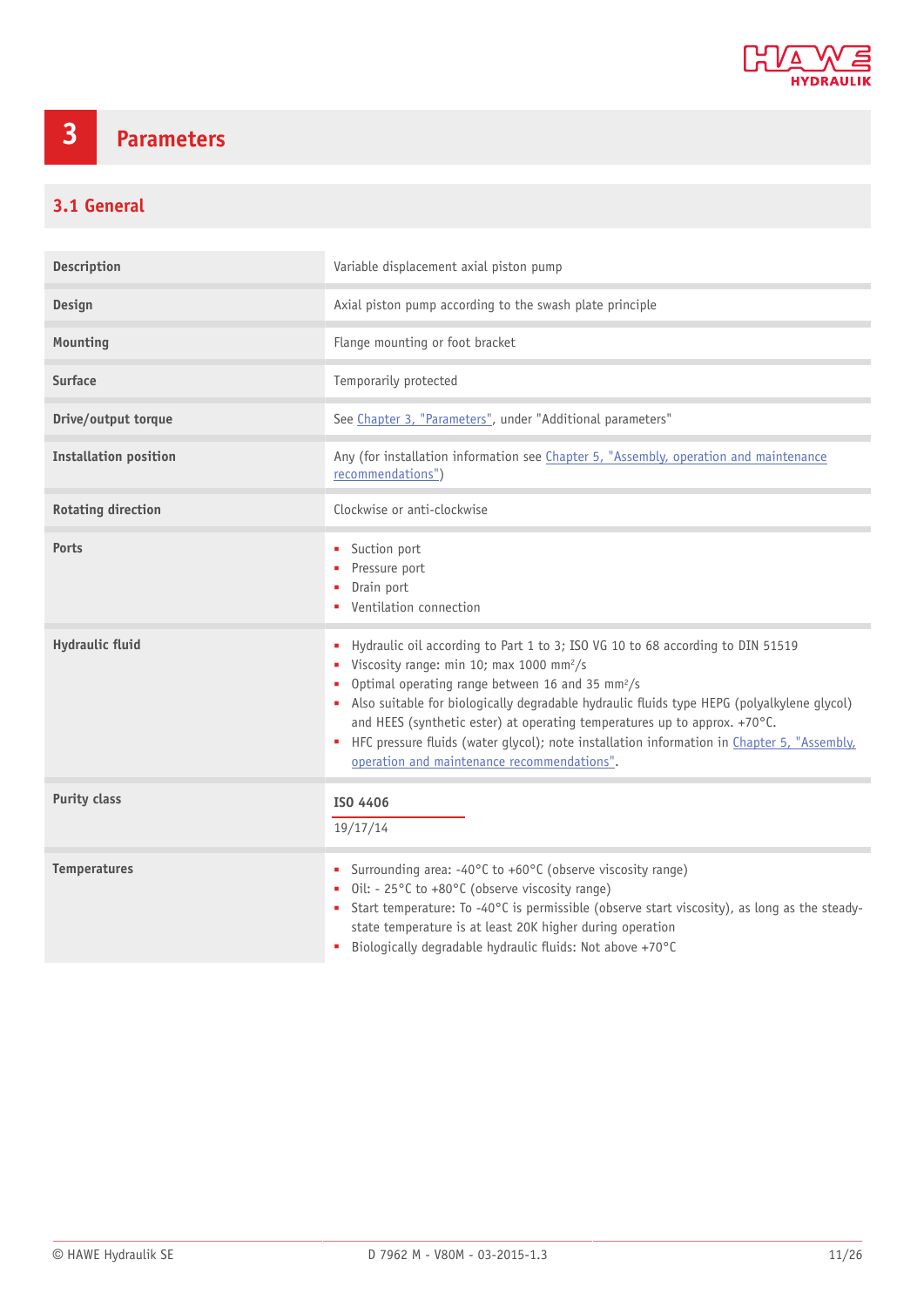# 3 Parameters

## 3.1 General

| | |
|---|---|
| **Description** | Variable displacement axial piston pump |
| **Design** | Axial piston pump according to the swash plate principle |
| **Mounting** | Flange mounting or foot bracket |
| **Surface** | Temporarily protected |
| **Drive/output torque** | See Chapter 3, "Parameters", under "Additional parameters" |
| **Installation position** | Any (for installation information see Chapter 5, "Assembly, operation and maintenance recommendations") |
| **Rotating direction** | Clockwise or anti-clockwise |
| **Ports** | ▪ Suction port<br>▪ Pressure port<br>▪ Drain port<br>▪ Ventilation connection |
| **Hydraulic fluid** | ▪ Hydraulic oil according to Part 1 to 3; ISO VG 10 to 68 according to DIN 51519<br>▪ Viscosity range: min 10; max 1000 mm²/s<br>▪ Optimal operating range between 16 and 35 mm²/s<br>▪ Also suitable for biologically degradable hydraulic fluids type HEPG (polyalkylene glycol) and HEES (synthetic ester) at operating temperatures up to approx. +70°C.<br>▪ HFC pressure fluids (water glycol); note installation information in Chapter 5, "Assembly, operation and maintenance recommendations". |
| **Purity class** | **ISO 4406**<br>19/17/14 |
| **Temperatures** | ▪ Surrounding area: -40°C to +60°C (observe viscosity range)<br>▪ Oil: - 25°C to +80°C (observe viscosity range)<br>▪ Start temperature: To -40°C is permissible (observe start viscosity), as long as the steady-state temperature is at least 20K higher during operation<br>▪ Biologically degradable hydraulic fluids: Not above +70°C |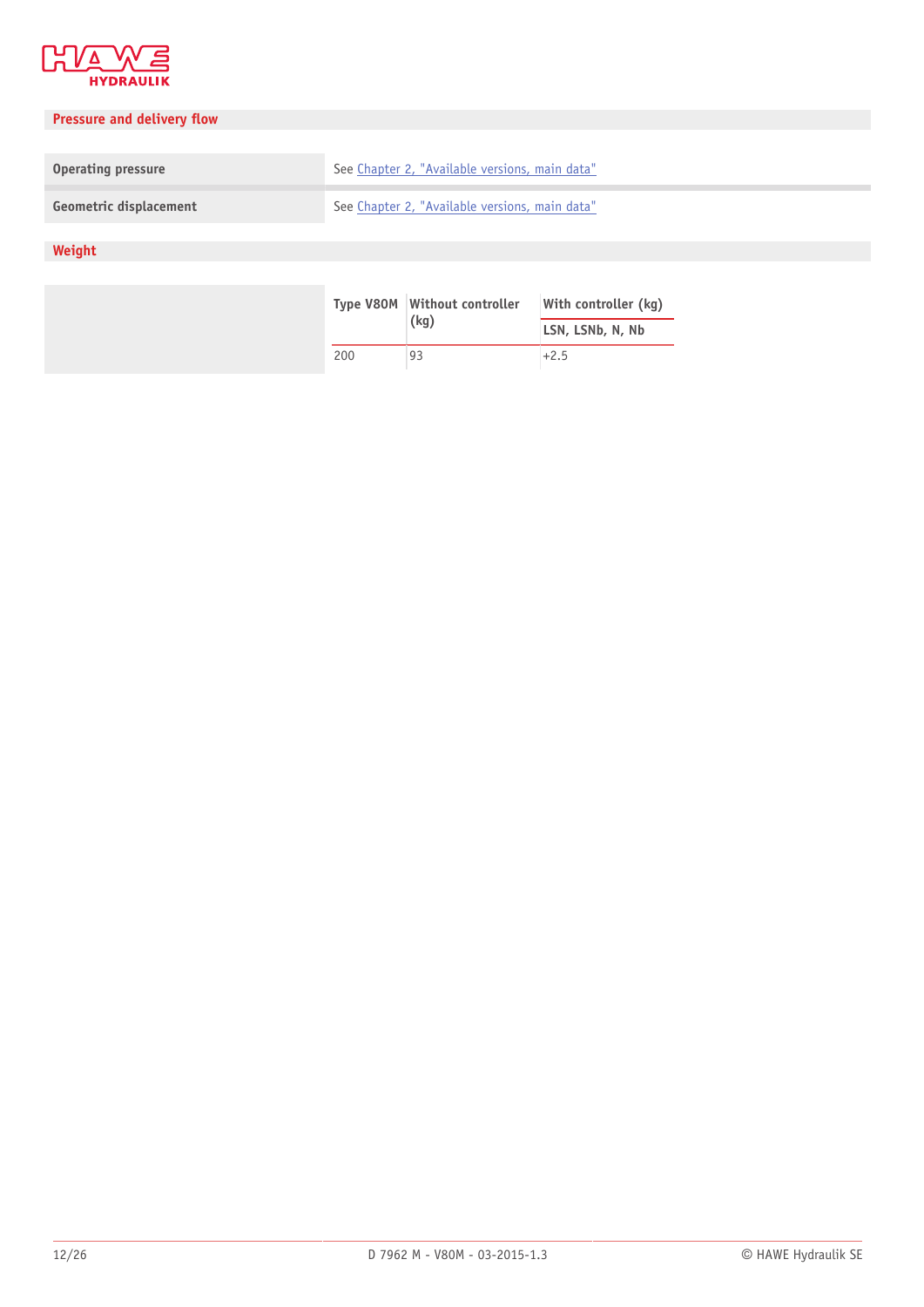## Pressure and delivery flow

| | |
|---|---|
| **Operating pressure** | See Chapter 2, "Available versions, main data" |
| **Geometric displacement** | See Chapter 2, "Available versions, main data" |

## Weight

| Type V80M | Without controller (kg) | With controller (kg) |
|---|---|---|
| | | LSN, LSNb, N, Nb |
| 200 | 93 | +2.5 |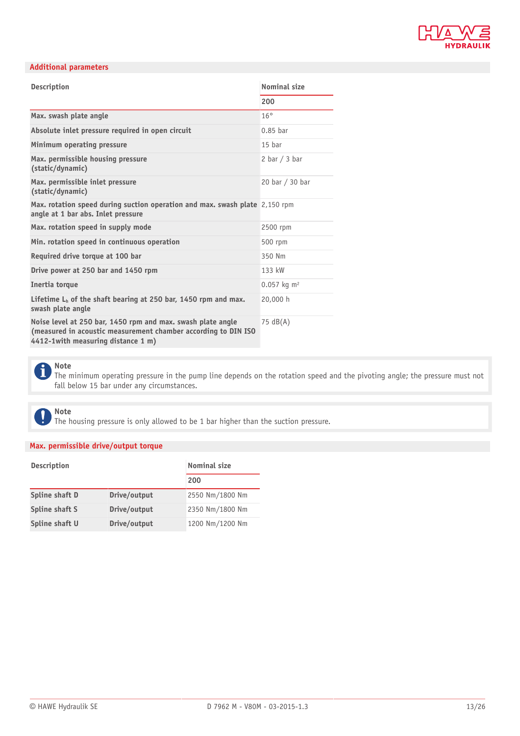## Additional parameters

| Description | Nominal size |
|---|---|
| | 200 |
| Max. swash plate angle | 16° |
| Absolute inlet pressure required in open circuit | 0.85 bar |
| Minimum operating pressure | 15 bar |
| Max. permissible housing pressure (static/dynamic) | 2 bar / 3 bar |
| Max. permissible inlet pressure (static/dynamic) | 20 bar / 30 bar |
| Max. rotation speed during suction operation and max. swash plate angle at 1 bar abs. Inlet pressure | 2,150 rpm |
| Max. rotation speed in supply mode | 2500 rpm |
| Min. rotation speed in continuous operation | 500 rpm |
| Required drive torque at 100 bar | 350 Nm |
| Drive power at 250 bar and 1450 rpm | 133 kW |
| Inertia torque | 0.057 kg m² |
| Lifetime $L_h$ of the shaft bearing at 250 bar, 1450 rpm and max. swash plate angle | 20,000 h |
| Noise level at 250 bar, 1450 rpm and max. swash plate angle (measured in acoustic measurement chamber according to DIN ISO 4412-1with measuring distance 1 m) | 75 dB(A) |

**Note**
The minimum operating pressure in the pump line depends on the rotation speed and the pivoting angle; the pressure must not fall below 15 bar under any circumstances.

**Note**
The housing pressure is only allowed to be 1 bar higher than the suction pressure.

## Max. permissible drive/output torque

| Description | | Nominal size |
|---|---|---|
| | | 200 |
| Spline shaft D | Drive/output | 2550 Nm/1800 Nm |
| Spline shaft S | Drive/output | 2350 Nm/1800 Nm |
| Spline shaft U | Drive/output | 1200 Nm/1200 Nm |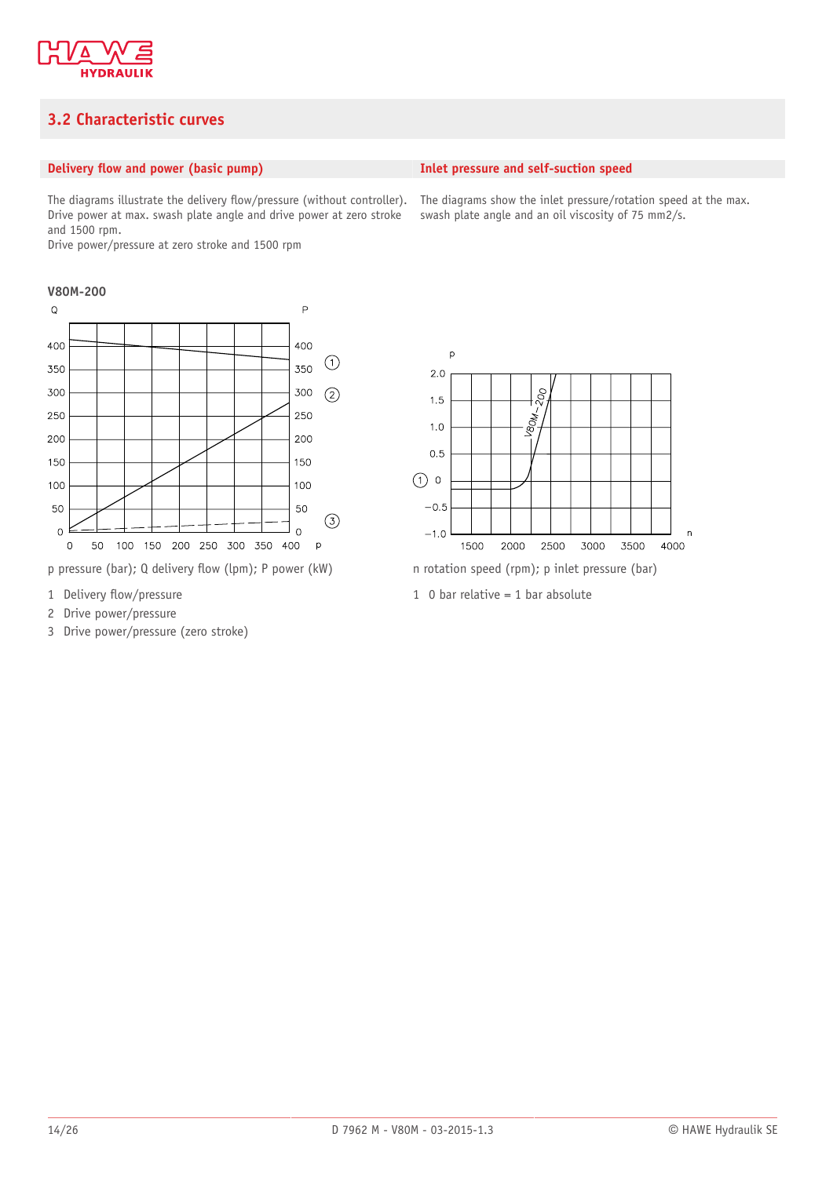## 3.2 Characteristic curves

### Delivery flow and power (basic pump)

The diagrams illustrate the delivery flow/pressure (without controller). Drive power at max. swash plate angle and drive power at zero stroke and 1500 rpm.
Drive power/pressure at zero stroke and 1500 rpm

**V80M-200**

p pressure (bar); Q delivery flow (lpm); P power (kW)

1 Delivery flow/pressure
2 Drive power/pressure
3 Drive power/pressure (zero stroke)

### Inlet pressure and self-suction speed

The diagrams show the inlet pressure/rotation speed at the max. swash plate angle and an oil viscosity of 75 mm2/s.

n rotation speed (rpm); p inlet pressure (bar)

1 0 bar relative = 1 bar absolute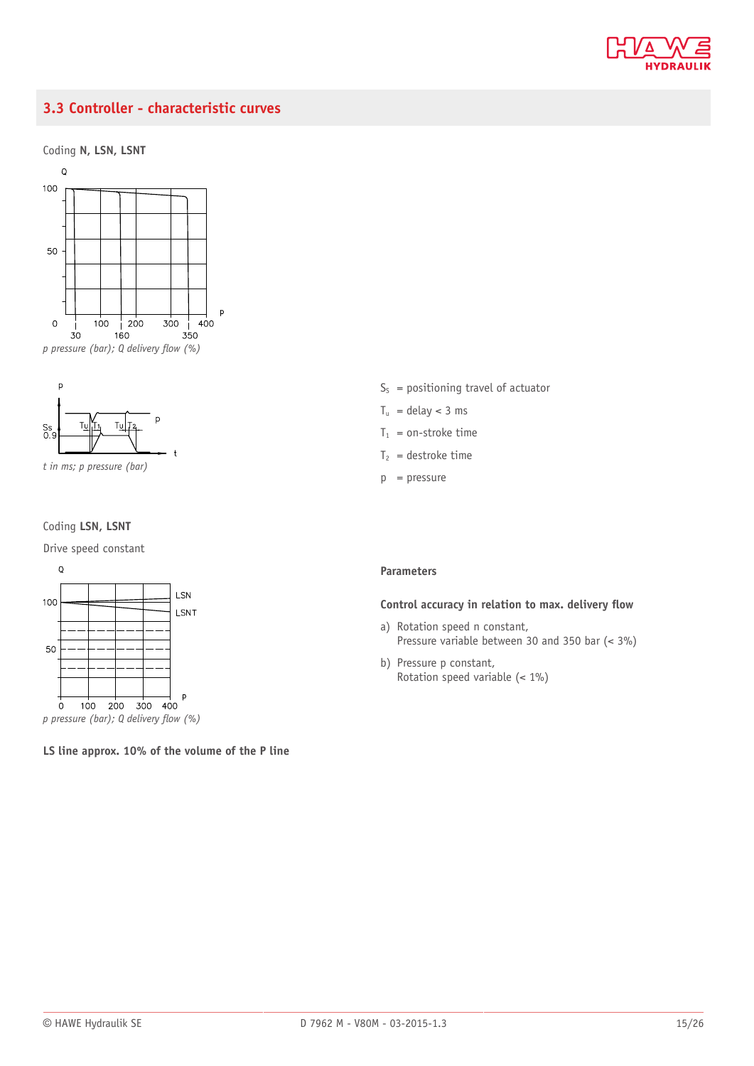## 3.3 Controller - characteristic curves

Coding **N, LSN, LSNT**

*p pressure (bar); Q delivery flow (%)*

*t in ms; p pressure (bar)*

$S_S$ = positioning travel of actuator

$T_u$ = delay < 3 ms

$T_1$ = on-stroke time

$T_2$ = destroke time

p = pressure

Coding **LSN, LSNT**

Drive speed constant

*p pressure (bar); Q delivery flow (%)*

**LS line approx. 10% of the volume of the P line**

**Parameters**

**Control accuracy in relation to max. delivery flow**

a) Rotation speed n constant,
   Pressure variable between 30 and 350 bar (< 3%)

b) Pressure p constant,
   Rotation speed variable (< 1%)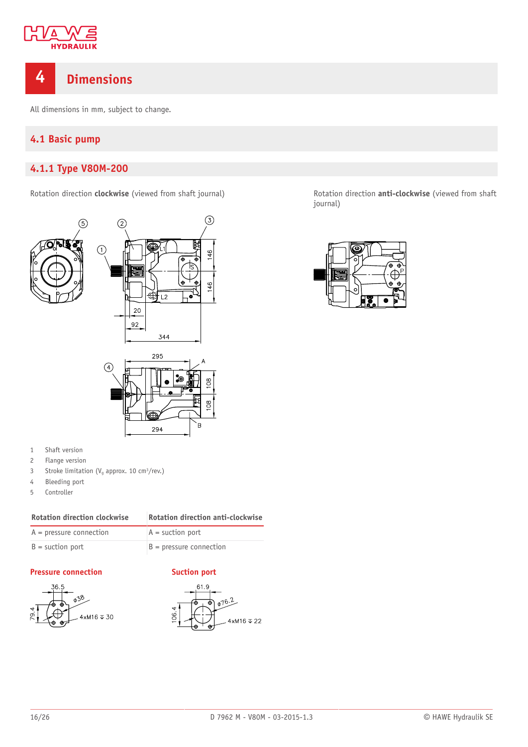# 4 Dimensions

All dimensions in mm, subject to change.

## 4.1 Basic pump

### 4.1.1 Type V80M-200

Rotation direction **clockwise** (viewed from shaft journal)

Rotation direction **anti-clockwise** (viewed from shaft journal)

1. Shaft version
2. Flange version
3. Stroke limitation ($V_g$ approx. 10 cm³/rev.)
4. Bleeding port
5. Controller

| Rotation direction clockwise | Rotation direction anti-clockwise |
|---|---|
| A = pressure connection | A = suction port |
| B = suction port | B = pressure connection |

**Pressure connection**

**Suction port**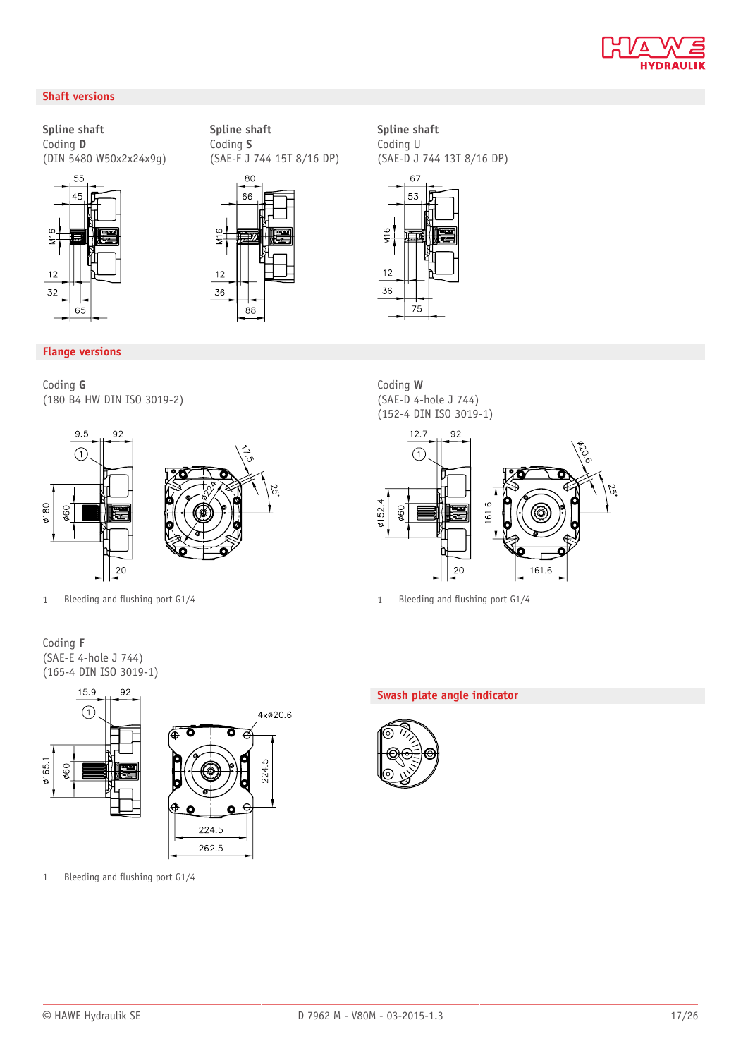## Shaft versions

**Spline shaft**
Coding **D**
(DIN 5480 W50x2x24x9g)

**Spline shaft**
Coding **S**
(SAE-F J 744 15T 8/16 DP)

**Spline shaft**
Coding U
(SAE-D J 744 13T 8/16 DP)

## Flange versions

Coding **G**
(180 B4 HW DIN ISO 3019-2)

1 Bleeding and flushing port G1/4

Coding **W**
(SAE-D 4-hole J 744)
(152-4 DIN ISO 3019-1)

1 Bleeding and flushing port G1/4

Coding **F**
(SAE-E 4-hole J 744)
(165-4 DIN ISO 3019-1)

1 Bleeding and flushing port G1/4

## Swash plate angle indicator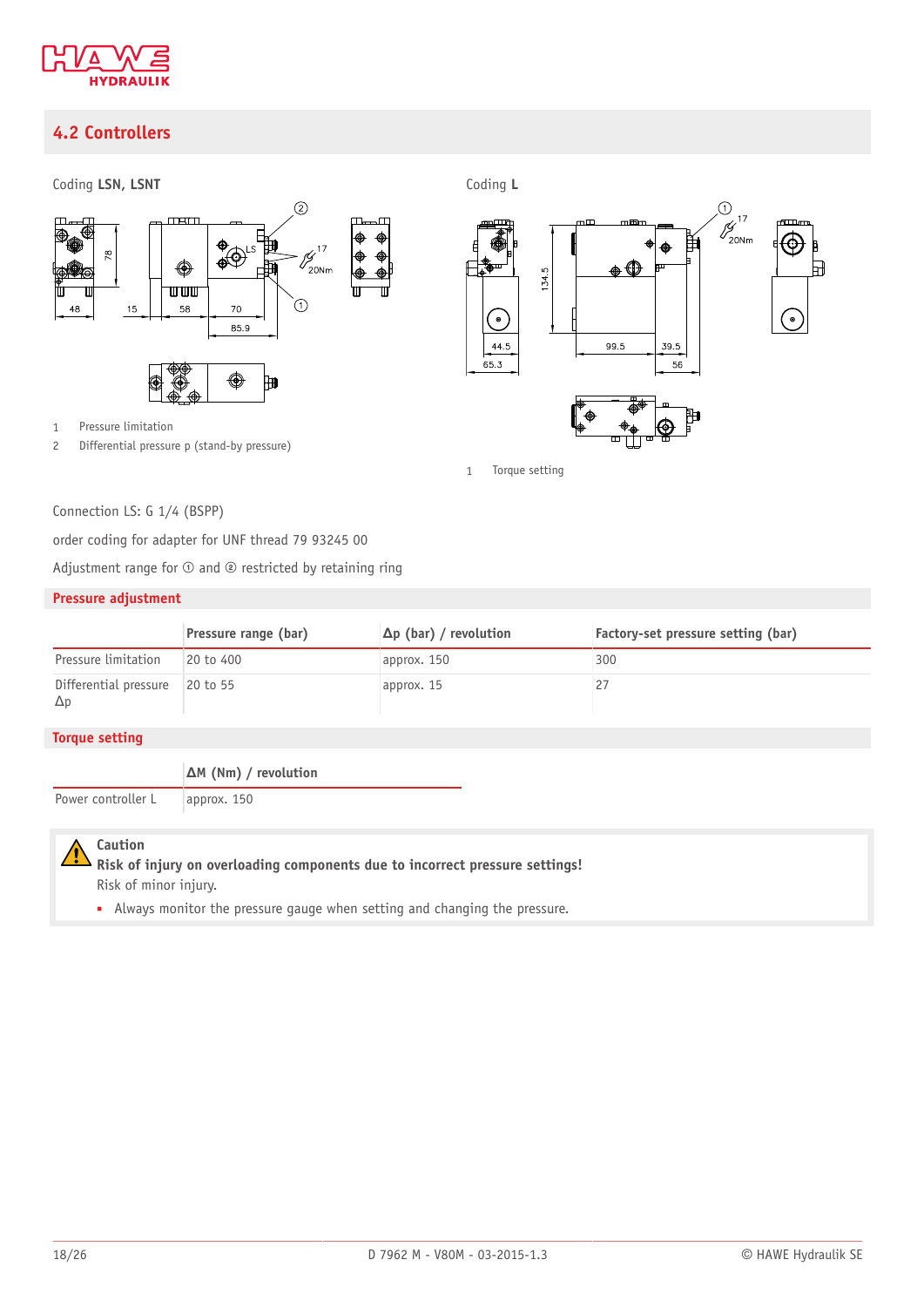## 4.2 Controllers

Coding **LSN, LSNT**

1 Pressure limitation
2 Differential pressure p (stand-by pressure)

Coding **L**

1 Torque setting

Connection LS: G 1/4 (BSPP)

order coding for adapter for UNF thread 79 93245 00

Adjustment range for ① and ② restricted by retaining ring

**Pressure adjustment**

| | Pressure range (bar) | Δp (bar) / revolution | Factory-set pressure setting (bar) |
|---|---|---|---|
| Pressure limitation | 20 to 400 | approx. 150 | 300 |
| Differential pressure Δp | 20 to 55 | approx. 15 | 27 |

**Torque setting**

| | ΔM (Nm) / revolution |
|---|---|
| Power controller L | approx. 150 |

**Caution**
**Risk of injury on overloading components due to incorrect pressure settings!**
Risk of minor injury.

- Always monitor the pressure gauge when setting and changing the pressure.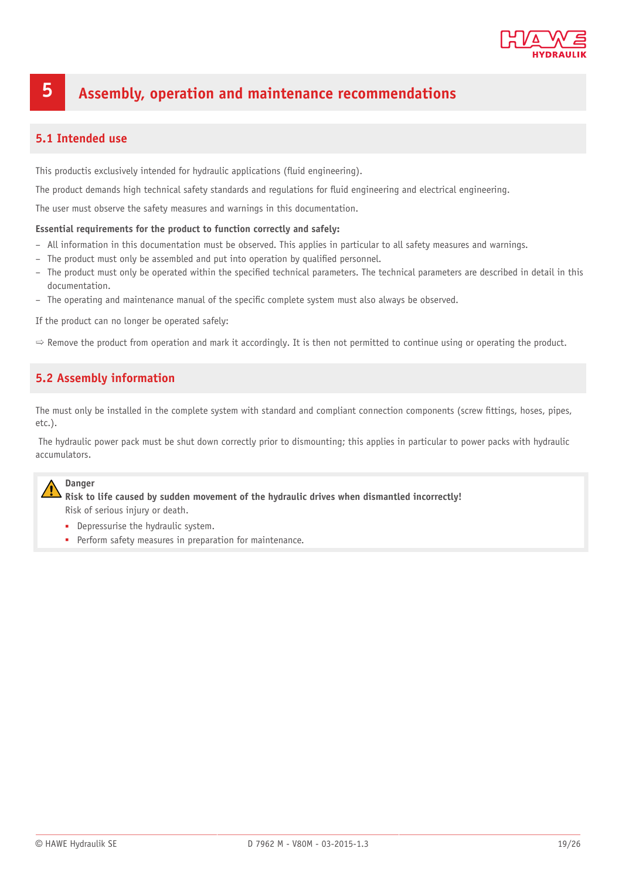# 5 Assembly, operation and maintenance recommendations

## 5.1 Intended use

This productis exclusively intended for hydraulic applications (fluid engineering).

The product demands high technical safety standards and regulations for fluid engineering and electrical engineering.

The user must observe the safety measures and warnings in this documentation.

**Essential requirements for the product to function correctly and safely:**

- All information in this documentation must be observed. This applies in particular to all safety measures and warnings.
- The product must only be assembled and put into operation by qualified personnel.
- The product must only be operated within the specified technical parameters. The technical parameters are described in detail in this documentation.
- The operating and maintenance manual of the specific complete system must also always be observed.

If the product can no longer be operated safely:

⇨ Remove the product from operation and mark it accordingly. It is then not permitted to continue using or operating the product.

## 5.2 Assembly information

The must only be installed in the complete system with standard and compliant connection components (screw fittings, hoses, pipes, etc.).

The hydraulic power pack must be shut down correctly prior to dismounting; this applies in particular to power packs with hydraulic accumulators.

**Danger**

**Risk to life caused by sudden movement of the hydraulic drives when dismantled incorrectly!**

Risk of serious injury or death.

- Depressurise the hydraulic system.
- Perform safety measures in preparation for maintenance.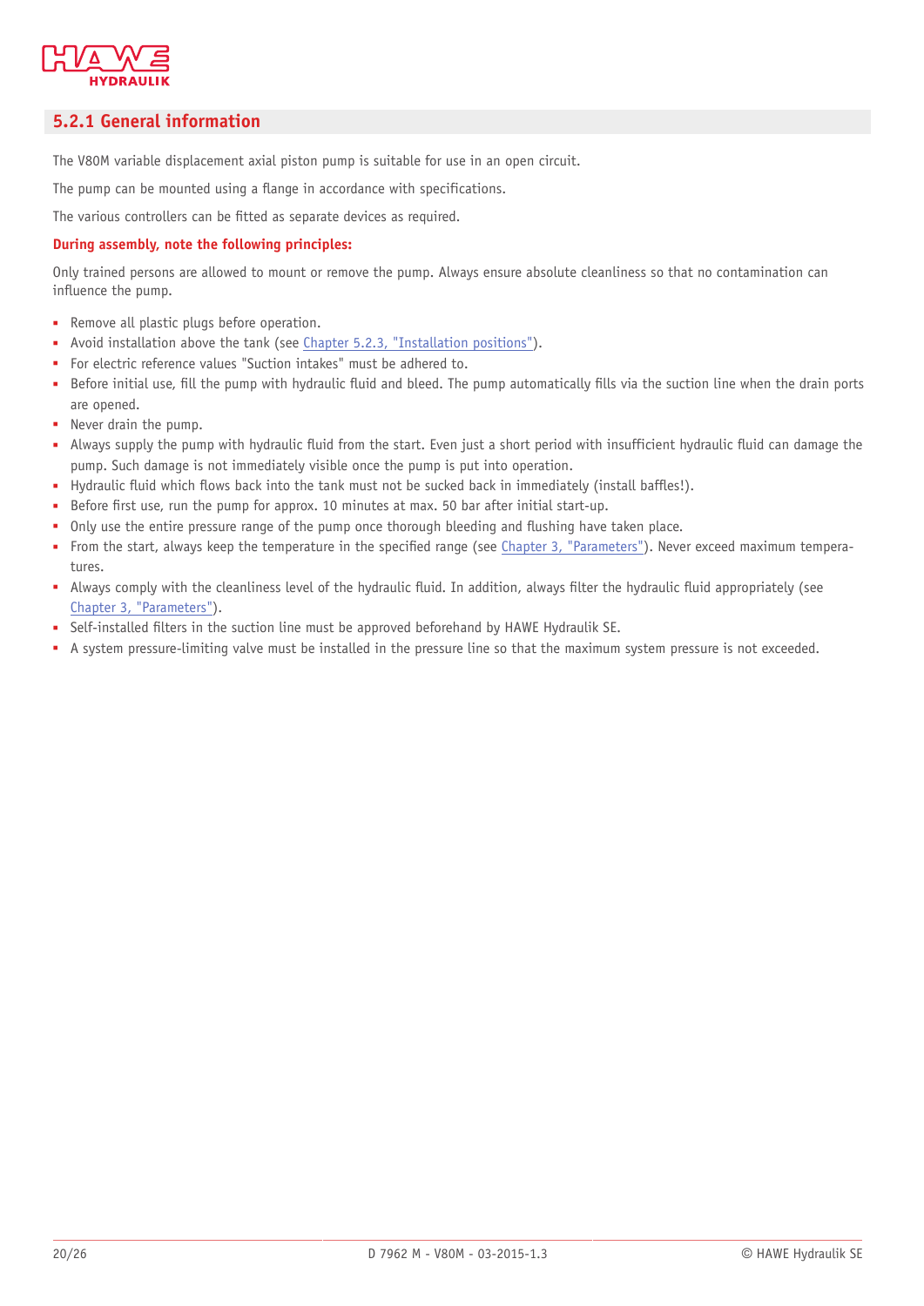## 5.2.1 General information

The V80M variable displacement axial piston pump is suitable for use in an open circuit.

The pump can be mounted using a flange in accordance with specifications.

The various controllers can be fitted as separate devices as required.

**During assembly, note the following principles:**

Only trained persons are allowed to mount or remove the pump. Always ensure absolute cleanliness so that no contamination can influence the pump.

- Remove all plastic plugs before operation.
- Avoid installation above the tank (see Chapter 5.2.3, "Installation positions").
- For electric reference values "Suction intakes" must be adhered to.
- Before initial use, fill the pump with hydraulic fluid and bleed. The pump automatically fills via the suction line when the drain ports are opened.
- Never drain the pump.
- Always supply the pump with hydraulic fluid from the start. Even just a short period with insufficient hydraulic fluid can damage the pump. Such damage is not immediately visible once the pump is put into operation.
- Hydraulic fluid which flows back into the tank must not be sucked back in immediately (install baffles!).
- Before first use, run the pump for approx. 10 minutes at max. 50 bar after initial start-up.
- Only use the entire pressure range of the pump once thorough bleeding and flushing have taken place.
- From the start, always keep the temperature in the specified range (see Chapter 3, "Parameters"). Never exceed maximum temperatures.
- Always comply with the cleanliness level of the hydraulic fluid. In addition, always filter the hydraulic fluid appropriately (see Chapter 3, "Parameters").
- Self-installed filters in the suction line must be approved beforehand by HAWE Hydraulik SE.
- A system pressure-limiting valve must be installed in the pressure line so that the maximum system pressure is not exceeded.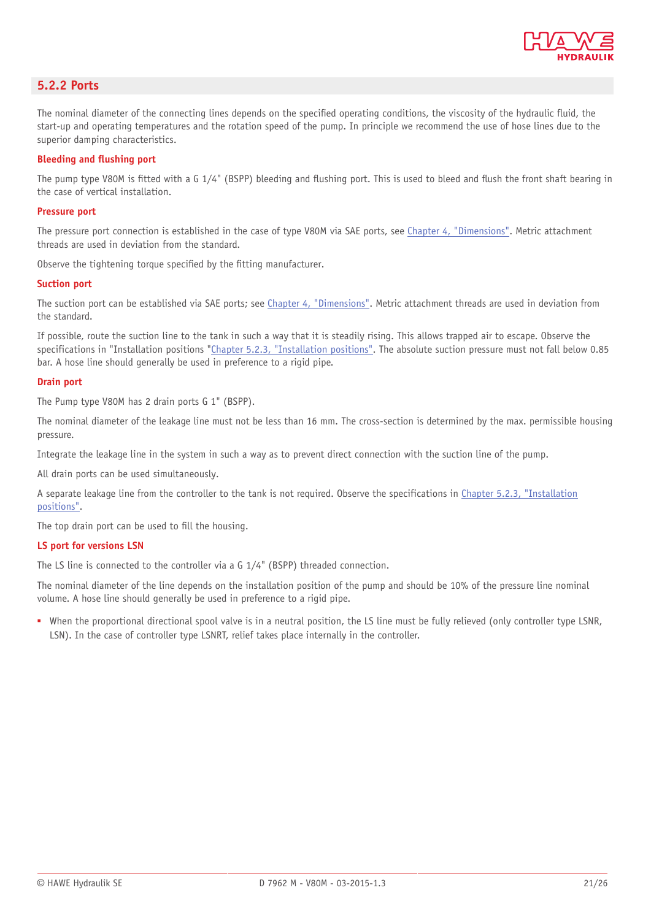## 5.2.2 Ports

The nominal diameter of the connecting lines depends on the specified operating conditions, the viscosity of the hydraulic fluid, the start-up and operating temperatures and the rotation speed of the pump. In principle we recommend the use of hose lines due to the superior damping characteristics.

### Bleeding and flushing port

The pump type V80M is fitted with a G 1/4" (BSPP) bleeding and flushing port. This is used to bleed and flush the front shaft bearing in the case of vertical installation.

### Pressure port

The pressure port connection is established in the case of type V80M via SAE ports, see Chapter 4, "Dimensions". Metric attachment threads are used in deviation from the standard.

Observe the tightening torque specified by the fitting manufacturer.

### Suction port

The suction port can be established via SAE ports; see Chapter 4, "Dimensions". Metric attachment threads are used in deviation from the standard.

If possible, route the suction line to the tank in such a way that it is steadily rising. This allows trapped air to escape. Observe the specifications in "Installation positions "Chapter 5.2.3, "Installation positions". The absolute suction pressure must not fall below 0.85 bar. A hose line should generally be used in preference to a rigid pipe.

### Drain port

The Pump type V80M has 2 drain ports G 1" (BSPP).

The nominal diameter of the leakage line must not be less than 16 mm. The cross-section is determined by the max. permissible housing pressure.

Integrate the leakage line in the system in such a way as to prevent direct connection with the suction line of the pump.

All drain ports can be used simultaneously.

A separate leakage line from the controller to the tank is not required. Observe the specifications in Chapter 5.2.3, "Installation positions".

The top drain port can be used to fill the housing.

### LS port for versions LSN

The LS line is connected to the controller via a G 1/4" (BSPP) threaded connection.

The nominal diameter of the line depends on the installation position of the pump and should be 10% of the pressure line nominal volume. A hose line should generally be used in preference to a rigid pipe.

- When the proportional directional spool valve is in a neutral position, the LS line must be fully relieved (only controller type LSNR, LSN). In the case of controller type LSNRT, relief takes place internally in the controller.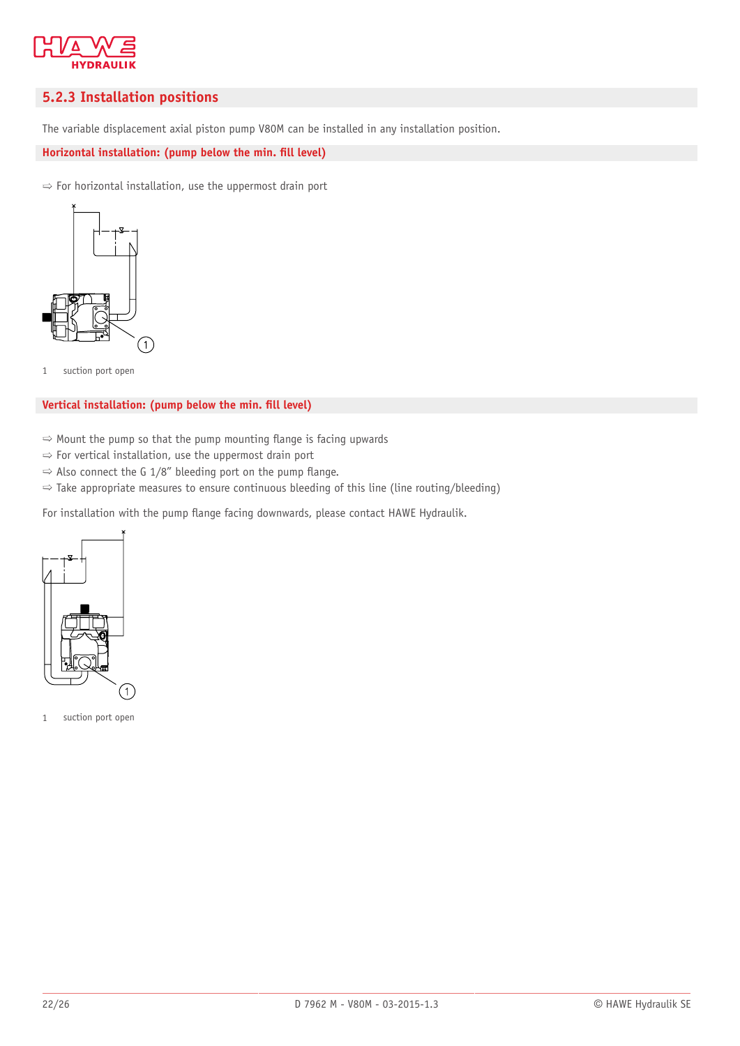### 5.2.3 Installation positions

The variable displacement axial piston pump V80M can be installed in any installation position.

**Horizontal installation: (pump below the min. fill level)**

⇨ For horizontal installation, use the uppermost drain port

1 suction port open

**Vertical installation: (pump below the min. fill level)**

⇨ Mount the pump so that the pump mounting flange is facing upwards
⇨ For vertical installation, use the uppermost drain port
⇨ Also connect the G 1/8" bleeding port on the pump flange.
⇨ Take appropriate measures to ensure continuous bleeding of this line (line routing/bleeding)

For installation with the pump flange facing downwards, please contact HAWE Hydraulik.

1 suction port open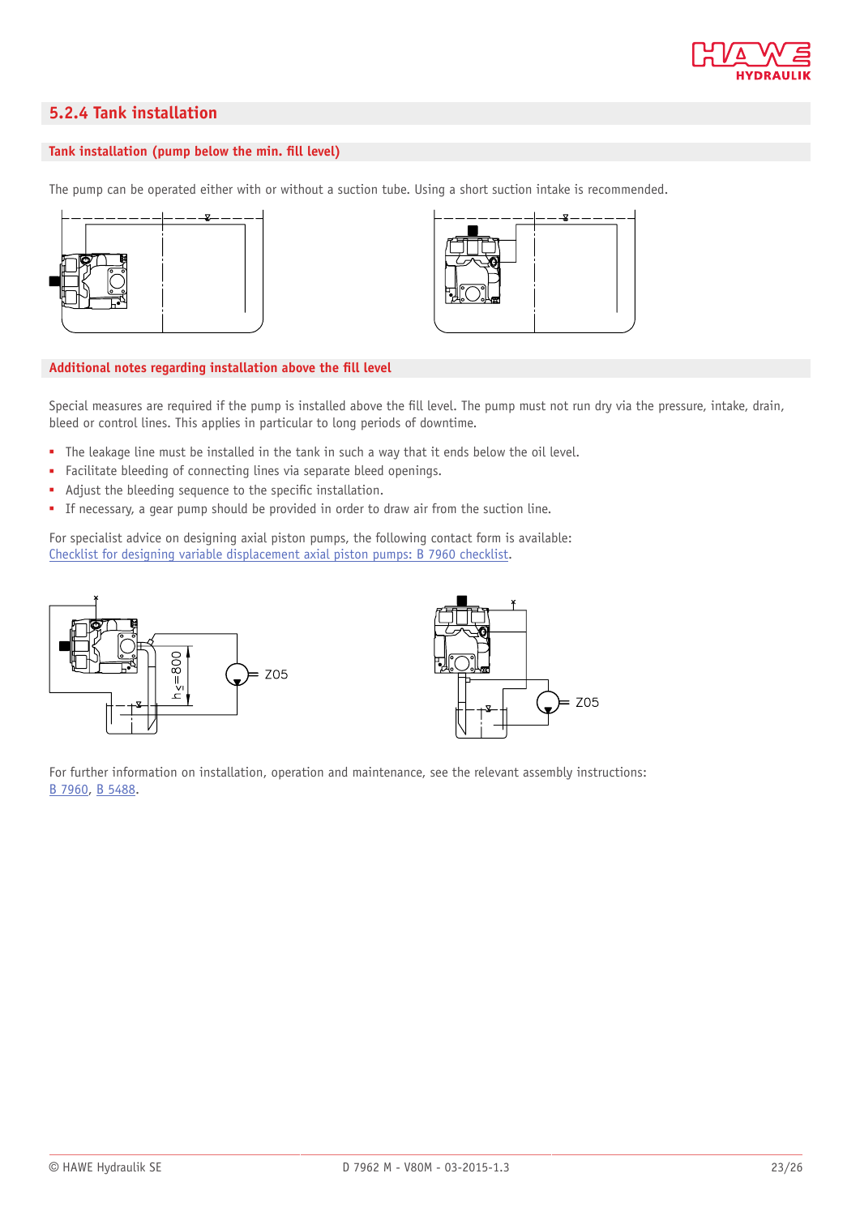## 5.2.4 Tank installation

### Tank installation (pump below the min. fill level)

The pump can be operated either with or without a suction tube. Using a short suction intake is recommended.

### Additional notes regarding installation above the fill level

Special measures are required if the pump is installed above the fill level. The pump must not run dry via the pressure, intake, drain, bleed or control lines. This applies in particular to long periods of downtime.

- The leakage line must be installed in the tank in such a way that it ends below the oil level.
- Facilitate bleeding of connecting lines via separate bleed openings.
- Adjust the bleeding sequence to the specific installation.
- If necessary, a gear pump should be provided in order to draw air from the suction line.

For specialist advice on designing axial piston pumps, the following contact form is available:
Checklist for designing variable displacement axial piston pumps: B 7960 checklist.

h≤=800

Z05

Z05

For further information on installation, operation and maintenance, see the relevant assembly instructions:
B 7960, B 5488.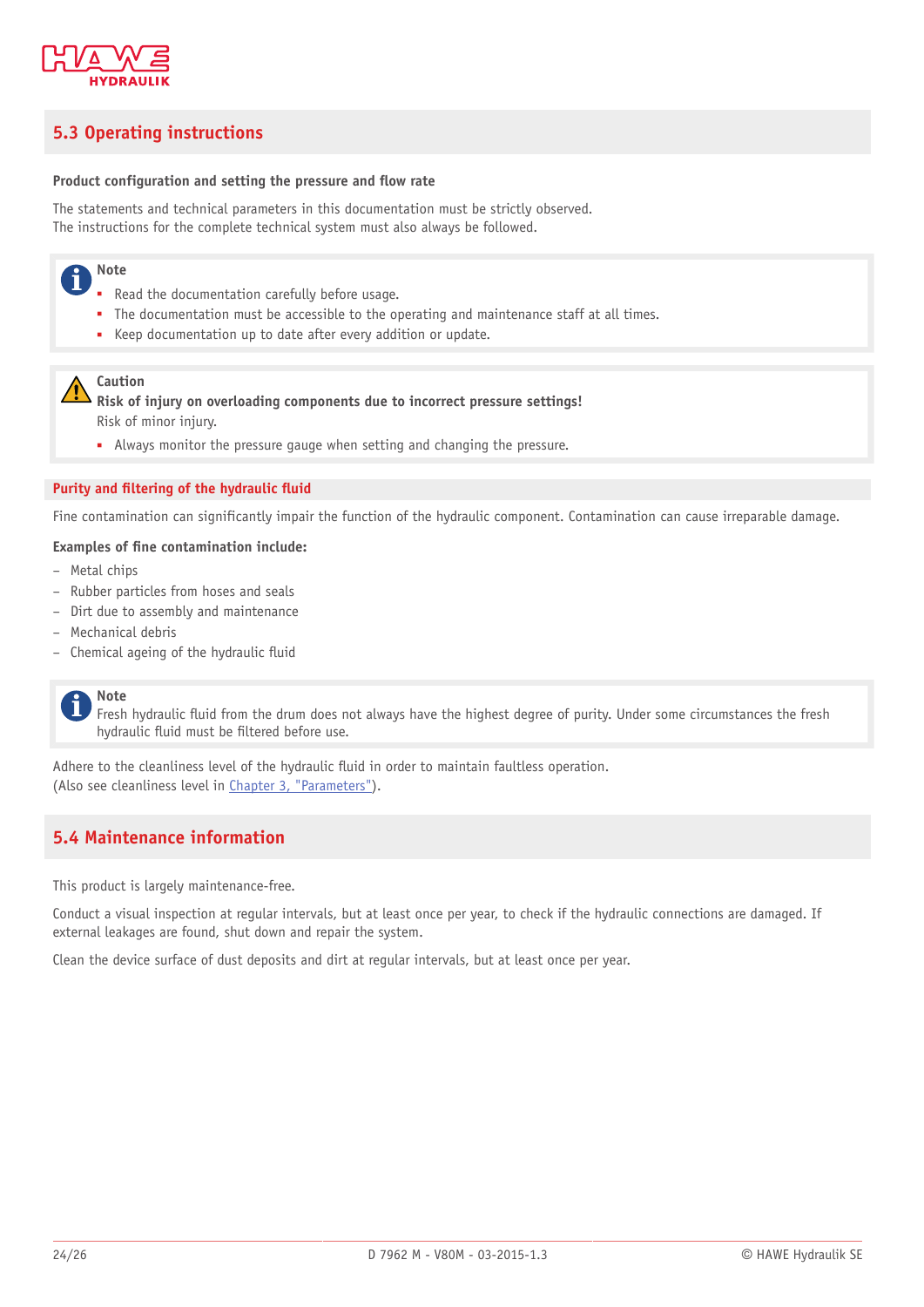## 5.3 Operating instructions

**Product configuration and setting the pressure and flow rate**

The statements and technical parameters in this documentation must be strictly observed.
The instructions for the complete technical system must also always be followed.

> **Note**
> - Read the documentation carefully before usage.
> - The documentation must be accessible to the operating and maintenance staff at all times.
> - Keep documentation up to date after every addition or update.

> **Caution**
> **Risk of injury on overloading components due to incorrect pressure settings!**
> Risk of minor injury.
> - Always monitor the pressure gauge when setting and changing the pressure.

### Purity and filtering of the hydraulic fluid

Fine contamination can significantly impair the function of the hydraulic component. Contamination can cause irreparable damage.

**Examples of fine contamination include:**

- Metal chips
- Rubber particles from hoses and seals
- Dirt due to assembly and maintenance
- Mechanical debris
- Chemical ageing of the hydraulic fluid

> **Note**
> Fresh hydraulic fluid from the drum does not always have the highest degree of purity. Under some circumstances the fresh hydraulic fluid must be filtered before use.

Adhere to the cleanliness level of the hydraulic fluid in order to maintain faultless operation.
(Also see cleanliness level in Chapter 3, "Parameters").

## 5.4 Maintenance information

This product is largely maintenance-free.

Conduct a visual inspection at regular intervals, but at least once per year, to check if the hydraulic connections are damaged. If external leakages are found, shut down and repair the system.

Clean the device surface of dust deposits and dirt at regular intervals, but at least once per year.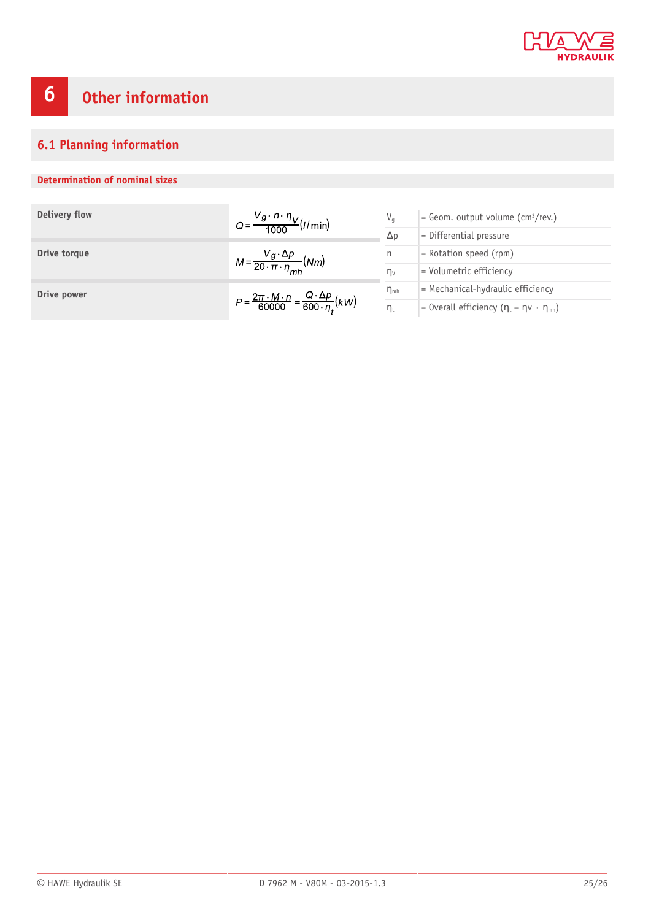# 6 Other information

## 6.1 Planning information

### Determination of nominal sizes

| | |
|---|---|
| **Delivery flow** | $Q = \frac{V_g \cdot n \cdot \eta_V}{1000} (l/\text{min})$ |
| **Drive torque** | $M = \frac{V_g \cdot \Delta p}{20 \cdot \pi \cdot \eta_{mh}} (Nm)$ |
| **Drive power** | $P = \frac{2\pi \cdot M \cdot n}{60000} = \frac{Q \cdot \Delta p}{600 \cdot \eta_t} (kW)$ |

| | |
|---|---|
| $V_g$ | = Geom. output volume (cm³/rev.) |
| $\Delta p$ | = Differential pressure |
| $n$ | = Rotation speed (rpm) |
| $\eta_v$ | = Volumetric efficiency |
| $\eta_{mh}$ | = Mechanical-hydraulic efficiency |
| $\eta_t$ | = Overall efficiency ($\eta_t = \eta_v \cdot \eta_{mh}$) |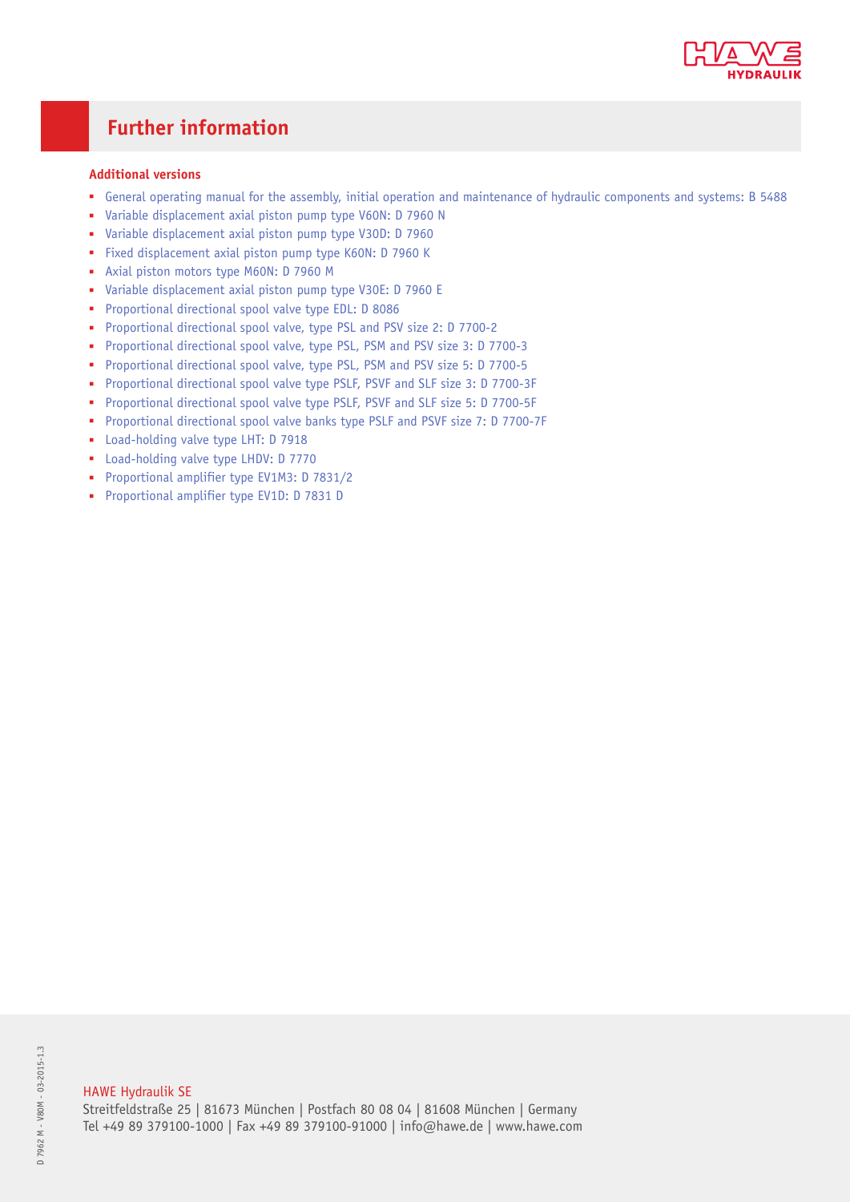# Further information

### Additional versions

- General operating manual for the assembly, initial operation and maintenance of hydraulic components and systems: B 5488
- Variable displacement axial piston pump type V60N: D 7960 N
- Variable displacement axial piston pump type V30D: D 7960
- Fixed displacement axial piston pump type K60N: D 7960 K
- Axial piston motors type M60N: D 7960 M
- Variable displacement axial piston pump type V30E: D 7960 E
- Proportional directional spool valve type EDL: D 8086
- Proportional directional spool valve, type PSL and PSV size 2: D 7700-2
- Proportional directional spool valve, type PSL, PSM and PSV size 3: D 7700-3
- Proportional directional spool valve, type PSL, PSM and PSV size 5: D 7700-5
- Proportional directional spool valve type PSLF, PSVF and SLF size 3: D 7700-3F
- Proportional directional spool valve type PSLF, PSVF and SLF size 5: D 7700-5F
- Proportional directional spool valve banks type PSLF and PSVF size 7: D 7700-7F
- Load-holding valve type LHT: D 7918
- Load-holding valve type LHDV: D 7770
- Proportional amplifier type EV1M3: D 7831/2
- Proportional amplifier type EV1D: D 7831 D

HAWE Hydraulik SE
Streitfeldstraße 25 | 81673 München | Postfach 80 08 04 | 81608 München | Germany
Tel +49 89 379100-1000 | Fax +49 89 379100-91000 | info@hawe.de | www.hawe.com

D 7962 M - V80M - 03-2015-1.3